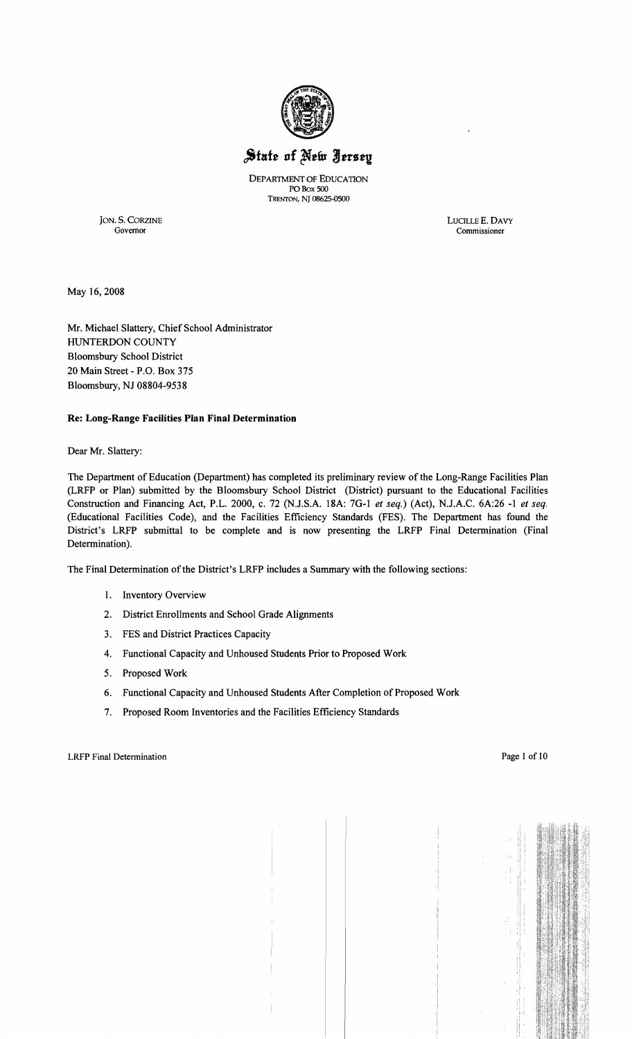# State of New Jersey

DEPARTMENT OF EDUCATION
PO Box 500
TRENTON, NJ 08625-0500

JON. S. CORZINE
Governor

LUCILLE E. DAVY
Commissioner

May 16, 2008

Mr. Michael Slattery, Chief School Administrator
HUNTERDON COUNTY
Bloomsbury School District
20 Main Street - P.O. Box 375
Bloomsbury, NJ 08804-9538

**Re: Long-Range Facilities Plan Final Determination**

Dear Mr. Slattery:

The Department of Education (Department) has completed its preliminary review of the Long-Range Facilities Plan (LRFP or Plan) submitted by the Bloomsbury School District (District) pursuant to the Educational Facilities Construction and Financing Act, P.L. 2000, c. 72 (N.J.S.A. 18A: 7G-1 *et seq.*) (Act), N.J.A.C. 6A:26 -1 *et seq.* (Educational Facilities Code), and the Facilities Efficiency Standards (FES). The Department has found the District's LRFP submittal to be complete and is now presenting the LRFP Final Determination (Final Determination).

The Final Determination of the District's LRFP includes a Summary with the following sections:

1. Inventory Overview
2. District Enrollments and School Grade Alignments
3. FES and District Practices Capacity
4. Functional Capacity and Unhoused Students Prior to Proposed Work
5. Proposed Work
6. Functional Capacity and Unhoused Students After Completion of Proposed Work
7. Proposed Room Inventories and the Facilities Efficiency Standards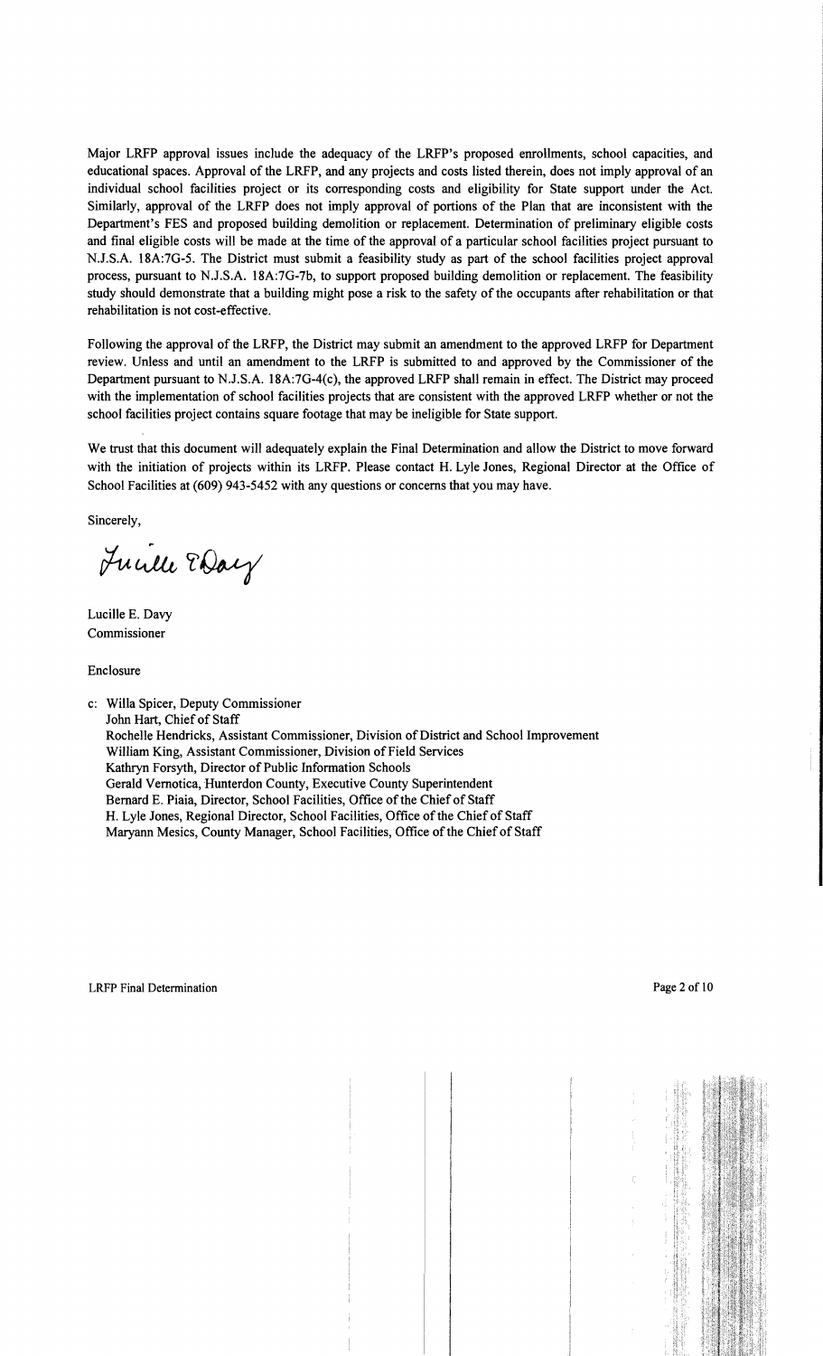Major LRFP approval issues include the adequacy of the LRFP's proposed enrollments, school capacities, and educational spaces. Approval of the LRFP, and any projects and costs listed therein, does not imply approval of an individual school facilities project or its corresponding costs and eligibility for State support under the Act. Similarly, approval of the LRFP does not imply approval of portions of the Plan that are inconsistent with the Department's FES and proposed building demolition or replacement. Determination of preliminary eligible costs and final eligible costs will be made at the time of the approval of a particular school facilities project pursuant to N.J.S.A. 18A:7G-5. The District must submit a feasibility study as part of the school facilities project approval process, pursuant to N.J.S.A. 18A:7G-7b, to support proposed building demolition or replacement. The feasibility study should demonstrate that a building might pose a risk to the safety of the occupants after rehabilitation or that rehabilitation is not cost-effective.

Following the approval of the LRFP, the District may submit an amendment to the approved LRFP for Department review. Unless and until an amendment to the LRFP is submitted to and approved by the Commissioner of the Department pursuant to N.J.S.A. 18A:7G-4(c), the approved LRFP shall remain in effect. The District may proceed with the implementation of school facilities projects that are consistent with the approved LRFP whether or not the school facilities project contains square footage that may be ineligible for State support.

We trust that this document will adequately explain the Final Determination and allow the District to move forward with the initiation of projects within its LRFP. Please contact H. Lyle Jones, Regional Director at the Office of School Facilities at (609) 943-5452 with any questions or concerns that you may have.

Sincerely,

Lucille E. Davy

Lucille E. Davy
Commissioner

Enclosure

c: Willa Spicer, Deputy Commissioner
John Hart, Chief of Staff
Rochelle Hendricks, Assistant Commissioner, Division of District and School Improvement
William King, Assistant Commissioner, Division of Field Services
Kathryn Forsyth, Director of Public Information Schools
Gerald Vernotica, Hunterdon County, Executive County Superintendent
Bernard E. Piaia, Director, School Facilities, Office of the Chief of Staff
H. Lyle Jones, Regional Director, School Facilities, Office of the Chief of Staff
Maryann Mesics, County Manager, School Facilities, Office of the Chief of Staff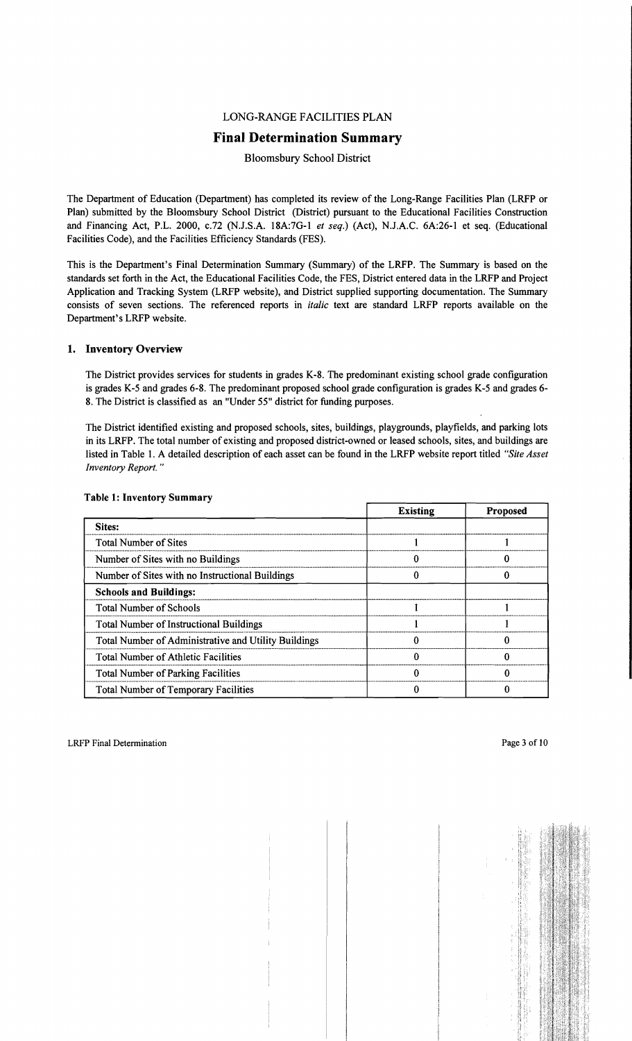LONG-RANGE FACILITIES PLAN

# Final Determination Summary

Bloomsbury School District

The Department of Education (Department) has completed its review of the Long-Range Facilities Plan (LRFP or Plan) submitted by the Bloomsbury School District (District) pursuant to the Educational Facilities Construction and Financing Act, P.L. 2000, c.72 (N.J.S.A. 18A:7G-1 *et seq.*) (Act), N.J.A.C. 6A:26-1 et seq. (Educational Facilities Code), and the Facilities Efficiency Standards (FES).

This is the Department's Final Determination Summary (Summary) of the LRFP. The Summary is based on the standards set forth in the Act, the Educational Facilities Code, the FES, District entered data in the LRFP and Project Application and Tracking System (LRFP website), and District supplied supporting documentation. The Summary consists of seven sections. The referenced reports in *italic* text are standard LRFP reports available on the Department's LRFP website.

## 1. Inventory Overview

The District provides services for students in grades K-8. The predominant existing school grade configuration is grades K-5 and grades 6-8. The predominant proposed school grade configuration is grades K-5 and grades 6-8. The District is classified as an "Under 55" district for funding purposes.

The District identified existing and proposed schools, sites, buildings, playgrounds, playfields, and parking lots in its LRFP. The total number of existing and proposed district-owned or leased schools, sites, and buildings are listed in Table 1. A detailed description of each asset can be found in the LRFP website report titled *"Site Asset Inventory Report."*

**Table 1: Inventory Summary**

| | Existing | Proposed |
|---|---|---|
| **Sites:** | | |
| Total Number of Sites | 1 | 1 |
| Number of Sites with no Buildings | 0 | 0 |
| Number of Sites with no Instructional Buildings | 0 | 0 |
| **Schools and Buildings:** | | |
| Total Number of Schools | 1 | 1 |
| Total Number of Instructional Buildings | 1 | 1 |
| Total Number of Administrative and Utility Buildings | 0 | 0 |
| Total Number of Athletic Facilities | 0 | 0 |
| Total Number of Parking Facilities | 0 | 0 |
| Total Number of Temporary Facilities | 0 | 0 |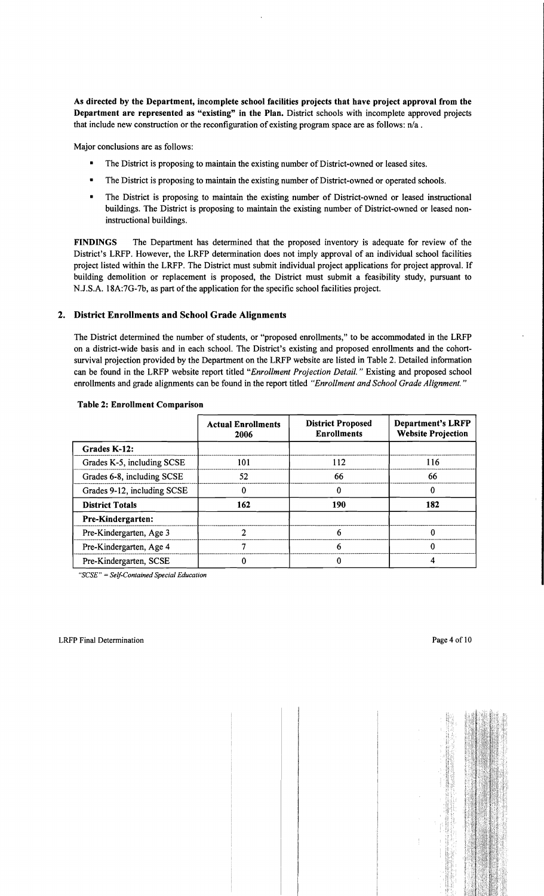**As directed by the Department, incomplete school facilities projects that have project approval from the Department are represented as "existing" in the Plan.** District schools with incomplete approved projects that include new construction or the reconfiguration of existing program space are as follows: n/a .

Major conclusions are as follows:

- The District is proposing to maintain the existing number of District-owned or leased sites.
- The District is proposing to maintain the existing number of District-owned or operated schools.
- The District is proposing to maintain the existing number of District-owned or leased instructional buildings. The District is proposing to maintain the existing number of District-owned or leased non-instructional buildings.

**FINDINGS** The Department has determined that the proposed inventory is adequate for review of the District's LRFP. However, the LRFP determination does not imply approval of an individual school facilities project listed within the LRFP. The District must submit individual project applications for project approval. If building demolition or replacement is proposed, the District must submit a feasibility study, pursuant to N.J.S.A. 18A:7G-7b, as part of the application for the specific school facilities project.

## 2. District Enrollments and School Grade Alignments

The District determined the number of students, or "proposed enrollments," to be accommodated in the LRFP on a district-wide basis and in each school. The District's existing and proposed enrollments and the cohort-survival projection provided by the Department on the LRFP website are listed in Table 2. Detailed information can be found in the LRFP website report titled "*Enrollment Projection Detail.*" Existing and proposed school enrollments and grade alignments can be found in the report titled *"Enrollment and School Grade Alignment."*

**Table 2: Enrollment Comparison**

| | Actual Enrollments 2006 | District Proposed Enrollments | Department's LRFP Website Projection |
|---|---|---|---|
| **Grades K-12:** | | | |
| Grades K-5, including SCSE | 101 | 112 | 116 |
| Grades 6-8, including SCSE | 52 | 66 | 66 |
| Grades 9-12, including SCSE | 0 | 0 | 0 |
| **District Totals** | **162** | **190** | **182** |
| **Pre-Kindergarten:** | | | |
| Pre-Kindergarten, Age 3 | 2 | 6 | 0 |
| Pre-Kindergarten, Age 4 | 7 | 6 | 0 |
| Pre-Kindergarten, SCSE | 0 | 0 | 4 |

*"SCSE" = Self-Contained Special Education*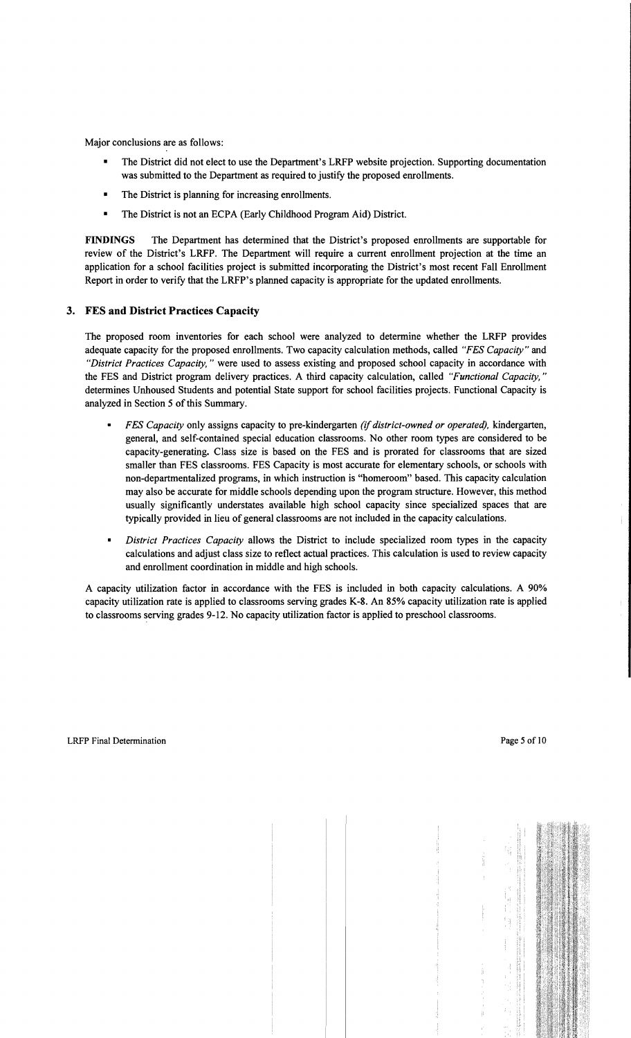Major conclusions are as follows:

- The District did not elect to use the Department's LRFP website projection. Supporting documentation was submitted to the Department as required to justify the proposed enrollments.
- The District is planning for increasing enrollments.
- The District is not an ECPA (Early Childhood Program Aid) District.

**FINDINGS** The Department has determined that the District's proposed enrollments are supportable for review of the District's LRFP. The Department will require a current enrollment projection at the time an application for a school facilities project is submitted incorporating the District's most recent Fall Enrollment Report in order to verify that the LRFP's planned capacity is appropriate for the updated enrollments.

## 3. FES and District Practices Capacity

The proposed room inventories for each school were analyzed to determine whether the LRFP provides adequate capacity for the proposed enrollments. Two capacity calculation methods, called *"FES Capacity"* and *"District Practices Capacity,"* were used to assess existing and proposed school capacity in accordance with the FES and District program delivery practices. A third capacity calculation, called *"Functional Capacity,"* determines Unhoused Students and potential State support for school facilities projects. Functional Capacity is analyzed in Section 5 of this Summary.

- *FES Capacity* only assigns capacity to pre-kindergarten *(if district-owned or operated),* kindergarten, general, and self-contained special education classrooms. No other room types are considered to be capacity-generating. Class size is based on the FES and is prorated for classrooms that are sized smaller than FES classrooms. FES Capacity is most accurate for elementary schools, or schools with non-departmentalized programs, in which instruction is "homeroom" based. This capacity calculation may also be accurate for middle schools depending upon the program structure. However, this method usually significantly understates available high school capacity since specialized spaces that are typically provided in lieu of general classrooms are not included in the capacity calculations.
- *District Practices Capacity* allows the District to include specialized room types in the capacity calculations and adjust class size to reflect actual practices. This calculation is used to review capacity and enrollment coordination in middle and high schools.

A capacity utilization factor in accordance with the FES is included in both capacity calculations. A 90% capacity utilization rate is applied to classrooms serving grades K-8. An 85% capacity utilization rate is applied to classrooms serving grades 9-12. No capacity utilization factor is applied to preschool classrooms.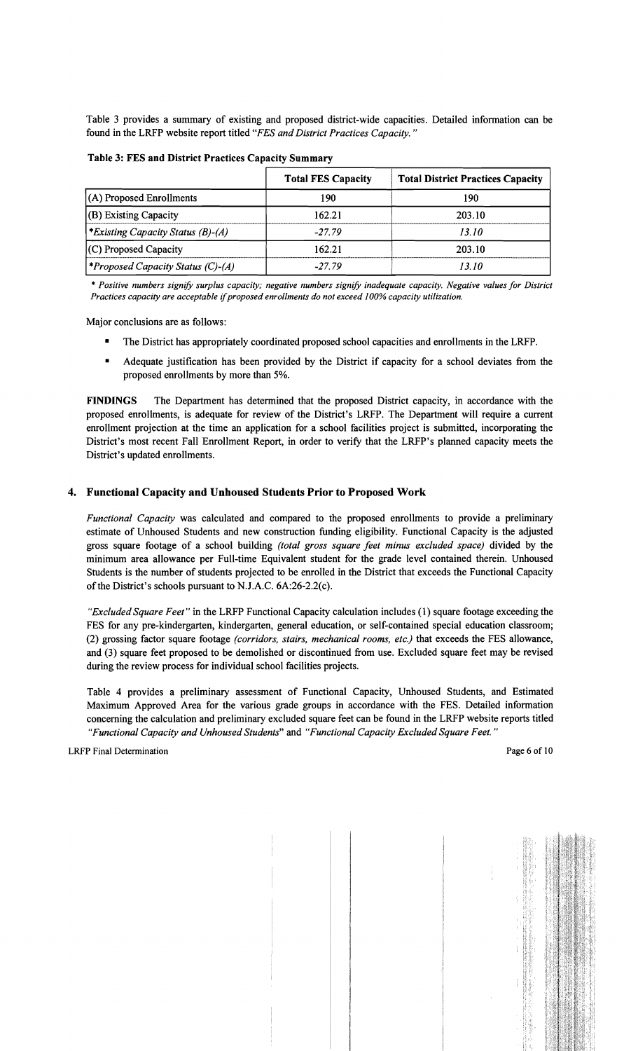Table 3 provides a summary of existing and proposed district-wide capacities. Detailed information can be found in the LRFP website report titled *"FES and District Practices Capacity."*

**Table 3: FES and District Practices Capacity Summary**

| | Total FES Capacity | Total District Practices Capacity |
|---|---|---|
| (A) Proposed Enrollments | 190 | 190 |
| (B) Existing Capacity | 162.21 | 203.10 |
| **Existing Capacity Status (B)-(A)* | *-27.79* | *13.10* |
| (C) Proposed Capacity | 162.21 | 203.10 |
| **Proposed Capacity Status (C)-(A)* | *-27.79* | *13.10* |

*\* Positive numbers signify surplus capacity; negative numbers signify inadequate capacity. Negative values for District Practices capacity are acceptable if proposed enrollments do not exceed 100% capacity utilization.*

Major conclusions are as follows:

- The District has appropriately coordinated proposed school capacities and enrollments in the LRFP.
- Adequate justification has been provided by the District if capacity for a school deviates from the proposed enrollments by more than 5%.

**FINDINGS** The Department has determined that the proposed District capacity, in accordance with the proposed enrollments, is adequate for review of the District's LRFP. The Department will require a current enrollment projection at the time an application for a school facilities project is submitted, incorporating the District's most recent Fall Enrollment Report, in order to verify that the LRFP's planned capacity meets the District's updated enrollments.

## 4. Functional Capacity and Unhoused Students Prior to Proposed Work

*Functional Capacity* was calculated and compared to the proposed enrollments to provide a preliminary estimate of Unhoused Students and new construction funding eligibility. Functional Capacity is the adjusted gross square footage of a school building *(total gross square feet minus excluded space)* divided by the minimum area allowance per Full-time Equivalent student for the grade level contained therein. Unhoused Students is the number of students projected to be enrolled in the District that exceeds the Functional Capacity of the District's schools pursuant to N.J.A.C. 6A:26-2.2(c).

*"Excluded Square Feet"* in the LRFP Functional Capacity calculation includes (1) square footage exceeding the FES for any pre-kindergarten, kindergarten, general education, or self-contained special education classroom; (2) grossing factor square footage *(corridors, stairs, mechanical rooms, etc.)* that exceeds the FES allowance, and (3) square feet proposed to be demolished or discontinued from use. Excluded square feet may be revised during the review process for individual school facilities projects.

Table 4 provides a preliminary assessment of Functional Capacity, Unhoused Students, and Estimated Maximum Approved Area for the various grade groups in accordance with the FES. Detailed information concerning the calculation and preliminary excluded square feet can be found in the LRFP website reports titled *"Functional Capacity and Unhoused Students"* and *"Functional Capacity Excluded Square Feet."*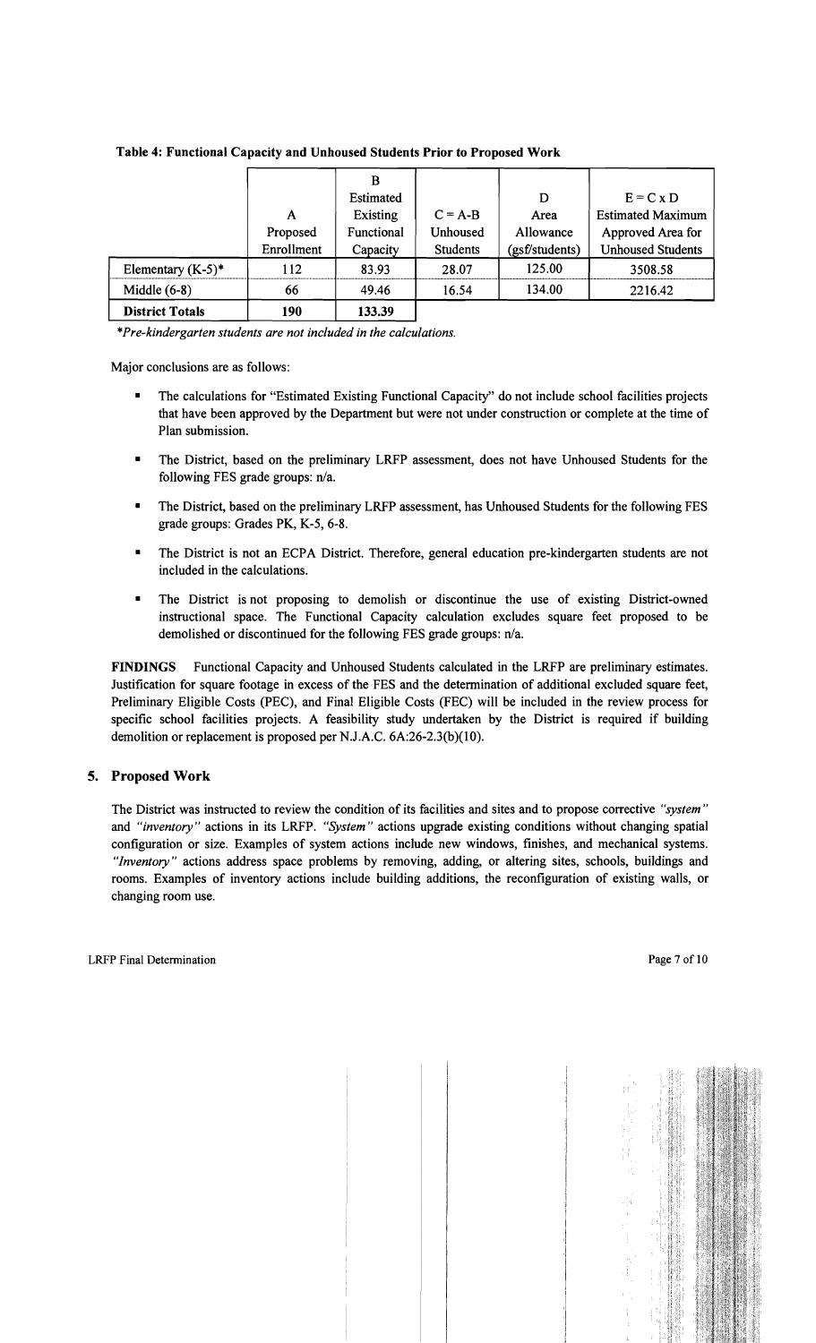**Table 4: Functional Capacity and Unhoused Students Prior to Proposed Work**

| | A<br>Proposed<br>Enrollment | B<br>Estimated<br>Existing<br>Functional<br>Capacity | C = A-B<br>Unhoused<br>Students | D<br>Area<br>Allowance<br>(gsf/students) | E = C x D<br>Estimated Maximum<br>Approved Area for<br>Unhoused Students |
|---|---|---|---|---|---|
| Elementary (K-5)* | 112 | 83.93 | 28.07 | 125.00 | 3508.58 |
| Middle (6-8) | 66 | 49.46 | 16.54 | 134.00 | 2216.42 |
| **District Totals** | **190** | **133.39** | | | |

*\*Pre-kindergarten students are not included in the calculations.*

Major conclusions are as follows:

- The calculations for "Estimated Existing Functional Capacity" do not include school facilities projects that have been approved by the Department but were not under construction or complete at the time of Plan submission.
- The District, based on the preliminary LRFP assessment, does not have Unhoused Students for the following FES grade groups: n/a.
- The District, based on the preliminary LRFP assessment, has Unhoused Students for the following FES grade groups: Grades PK, K-5, 6-8.
- The District is not an ECPA District. Therefore, general education pre-kindergarten students are not included in the calculations.
- The District is not proposing to demolish or discontinue the use of existing District-owned instructional space. The Functional Capacity calculation excludes square feet proposed to be demolished or discontinued for the following FES grade groups: n/a.

**FINDINGS** Functional Capacity and Unhoused Students calculated in the LRFP are preliminary estimates. Justification for square footage in excess of the FES and the determination of additional excluded square feet, Preliminary Eligible Costs (PEC), and Final Eligible Costs (FEC) will be included in the review process for specific school facilities projects. A feasibility study undertaken by the District is required if building demolition or replacement is proposed per N.J.A.C. 6A:26-2.3(b)(10).

## 5. Proposed Work

The District was instructed to review the condition of its facilities and sites and to propose corrective *"system"* and *"inventory"* actions in its LRFP. *"System"* actions upgrade existing conditions without changing spatial configuration or size. Examples of system actions include new windows, finishes, and mechanical systems. *"Inventory"* actions address space problems by removing, adding, or altering sites, schools, buildings and rooms. Examples of inventory actions include building additions, the reconfiguration of existing walls, or changing room use.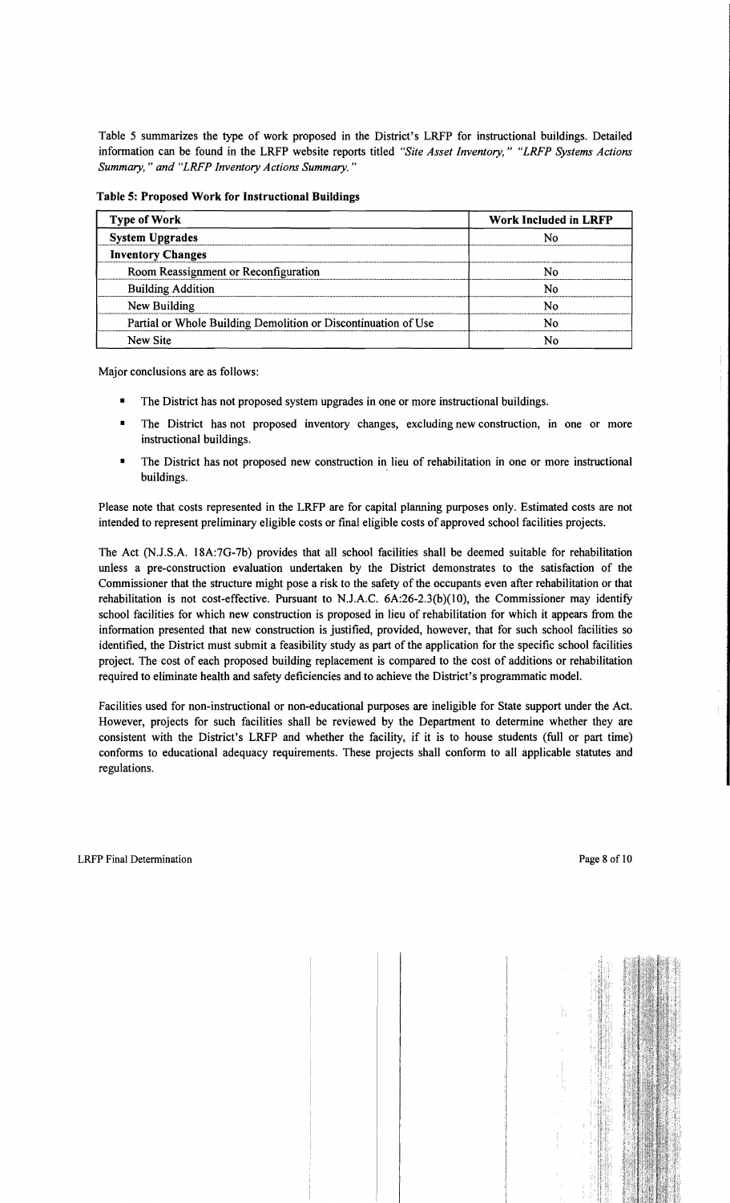Table 5 summarizes the type of work proposed in the District's LRFP for instructional buildings. Detailed information can be found in the LRFP website reports titled *"Site Asset Inventory," "LRFP Systems Actions Summary," and "LRFP Inventory Actions Summary."*

**Table 5: Proposed Work for Instructional Buildings**

| Type of Work | Work Included in LRFP |
|---|---|
| **System Upgrades** | No |
| **Inventory Changes** | |
| Room Reassignment or Reconfiguration | No |
| Building Addition | No |
| New Building | No |
| Partial or Whole Building Demolition or Discontinuation of Use | No |
| New Site | No |

Major conclusions are as follows:

- The District has not proposed system upgrades in one or more instructional buildings.
- The District has not proposed inventory changes, excluding new construction, in one or more instructional buildings.
- The District has not proposed new construction in lieu of rehabilitation in one or more instructional buildings.

Please note that costs represented in the LRFP are for capital planning purposes only. Estimated costs are not intended to represent preliminary eligible costs or final eligible costs of approved school facilities projects.

The Act (N.J.S.A. 18A:7G-7b) provides that all school facilities shall be deemed suitable for rehabilitation unless a pre-construction evaluation undertaken by the District demonstrates to the satisfaction of the Commissioner that the structure might pose a risk to the safety of the occupants even after rehabilitation or that rehabilitation is not cost-effective. Pursuant to N.J.A.C. 6A:26-2.3(b)(10), the Commissioner may identify school facilities for which new construction is proposed in lieu of rehabilitation for which it appears from the information presented that new construction is justified, provided, however, that for such school facilities so identified, the District must submit a feasibility study as part of the application for the specific school facilities project. The cost of each proposed building replacement is compared to the cost of additions or rehabilitation required to eliminate health and safety deficiencies and to achieve the District's programmatic model.

Facilities used for non-instructional or non-educational purposes are ineligible for State support under the Act. However, projects for such facilities shall be reviewed by the Department to determine whether they are consistent with the District's LRFP and whether the facility, if it is to house students (full or part time) conforms to educational adequacy requirements. These projects shall conform to all applicable statutes and regulations.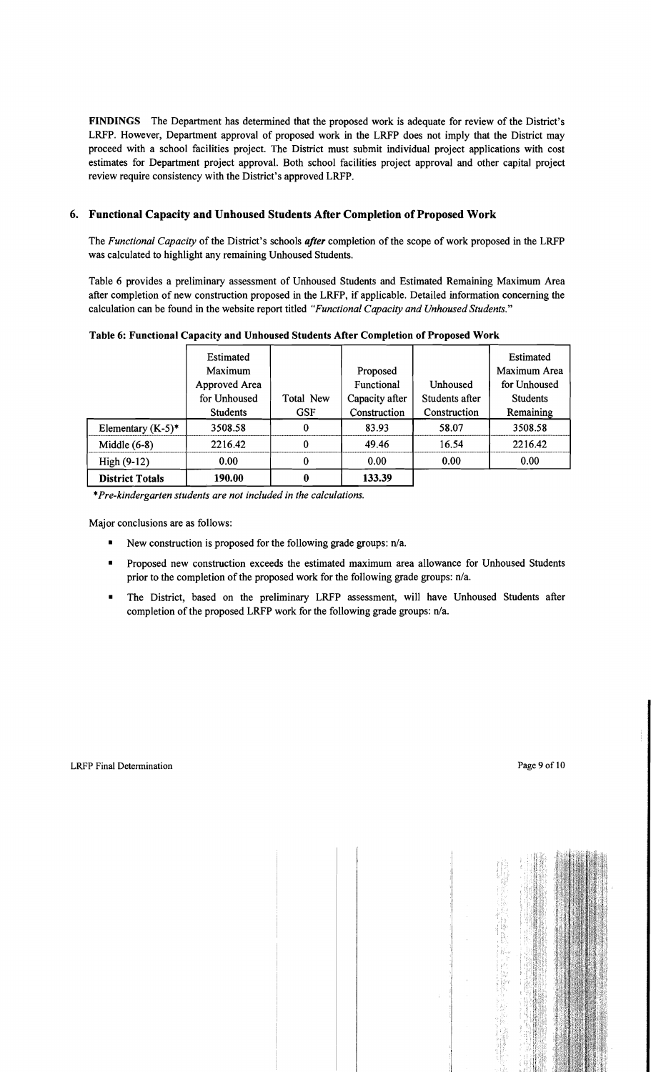**FINDINGS** The Department has determined that the proposed work is adequate for review of the District's LRFP. However, Department approval of proposed work in the LRFP does not imply that the District may proceed with a school facilities project. The District must submit individual project applications with cost estimates for Department project approval. Both school facilities project approval and other capital project review require consistency with the District's approved LRFP.

## 6. Functional Capacity and Unhoused Students After Completion of Proposed Work

The *Functional Capacity* of the District's schools ***after*** completion of the scope of work proposed in the LRFP was calculated to highlight any remaining Unhoused Students.

Table 6 provides a preliminary assessment of Unhoused Students and Estimated Remaining Maximum Area after completion of new construction proposed in the LRFP, if applicable. Detailed information concerning the calculation can be found in the website report titled *"Functional Capacity and Unhoused Students."*

**Table 6: Functional Capacity and Unhoused Students After Completion of Proposed Work**

| | Estimated Maximum Approved Area for Unhoused Students | Total New GSF | Proposed Functional Capacity after Construction | Unhoused Students after Construction | Estimated Maximum Area for Unhoused Students Remaining |
|---|---|---|---|---|---|
| Elementary (K-5)* | 3508.58 | 0 | 83.93 | 58.07 | 3508.58 |
| Middle (6-8) | 2216.42 | 0 | 49.46 | 16.54 | 2216.42 |
| High (9-12) | 0.00 | 0 | 0.00 | 0.00 | 0.00 |
| **District Totals** | **190.00** | **0** | **133.39** | | |

**Pre-kindergarten students are not included in the calculations.*

Major conclusions are as follows:

- New construction is proposed for the following grade groups: n/a.
- Proposed new construction exceeds the estimated maximum area allowance for Unhoused Students prior to the completion of the proposed work for the following grade groups: n/a.
- The District, based on the preliminary LRFP assessment, will have Unhoused Students after completion of the proposed LRFP work for the following grade groups: n/a.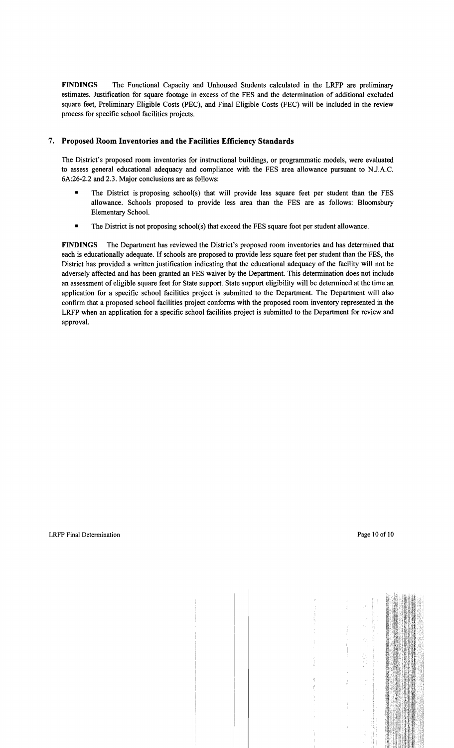**FINDINGS** The Functional Capacity and Unhoused Students calculated in the LRFP are preliminary estimates. Justification for square footage in excess of the FES and the determination of additional excluded square feet, Preliminary Eligible Costs (PEC), and Final Eligible Costs (FEC) will be included in the review process for specific school facilities projects.

## 7. Proposed Room Inventories and the Facilities Efficiency Standards

The District's proposed room inventories for instructional buildings, or programmatic models, were evaluated to assess general educational adequacy and compliance with the FES area allowance pursuant to N.J.A.C. 6A:26-2.2 and 2.3. Major conclusions are as follows:

- The District is proposing school(s) that will provide less square feet per student than the FES allowance. Schools proposed to provide less area than the FES are as follows: Bloomsbury Elementary School.
- The District is not proposing school(s) that exceed the FES square foot per student allowance.

**FINDINGS** The Department has reviewed the District's proposed room inventories and has determined that each is educationally adequate. If schools are proposed to provide less square feet per student than the FES, the District has provided a written justification indicating that the educational adequacy of the facility will not be adversely affected and has been granted an FES waiver by the Department. This determination does not include an assessment of eligible square feet for State support. State support eligibility will be determined at the time an application for a specific school facilities project is submitted to the Department. The Department will also confirm that a proposed school facilities project conforms with the proposed room inventory represented in the LRFP when an application for a specific school facilities project is submitted to the Department for review and approval.